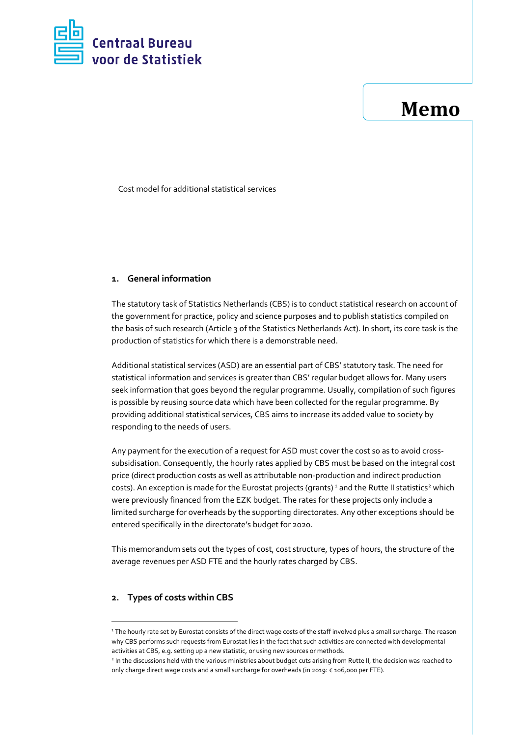Centraal Bureau voor de Statistiek

# Memo

Cost model for additional statistical services

## 1. General information

The statutory task of Statistics Netherlands (CBS) is to conduct statistical research on account of the government for practice, policy and science purposes and to publish statistics compiled on the basis of such research (Article 3 of the Statistics Netherlands Act). In short, its core task is the production of statistics for which there is a demonstrable need.

Additional statistical services (ASD) are an essential part of CBS' statutory task. The need for statistical information and services is greater than CBS' regular budget allows for. Many users seek information that goes beyond the regular programme. Usually, compilation of such figures is possible by reusing source data which have been collected for the regular programme. By providing additional statistical services, CBS aims to increase its added value to society by responding to the needs of users.

Any payment for the execution of a request for ASD must cover the cost so as to avoid cross-subsidisation. Consequently, the hourly rates applied by CBS must be based on the integral cost price (direct production costs as well as attributable non-production and indirect production costs). An exception is made for the Eurostat projects (grants) [1] and the Rutte II statistics [2] which were previously financed from the EZK budget. The rates for these projects only include a limited surcharge for overheads by the supporting directorates. Any other exceptions should be entered specifically in the directorate's budget for 2020.

This memorandum sets out the types of cost, cost structure, types of hours, the structure of the average revenues per ASD FTE and the hourly rates charged by CBS.

## 2. Types of costs within CBS

---

[1] The hourly rate set by Eurostat consists of the direct wage costs of the staff involved plus a small surcharge. The reason why CBS performs such requests from Eurostat lies in the fact that such activities are connected with developmental activities at CBS, e.g. setting up a new statistic, or using new sources or methods.

[2] In the discussions held with the various ministries about budget cuts arising from Rutte II, the decision was reached to only charge direct wage costs and a small surcharge for overheads (in 2019: € 106,000 per FTE).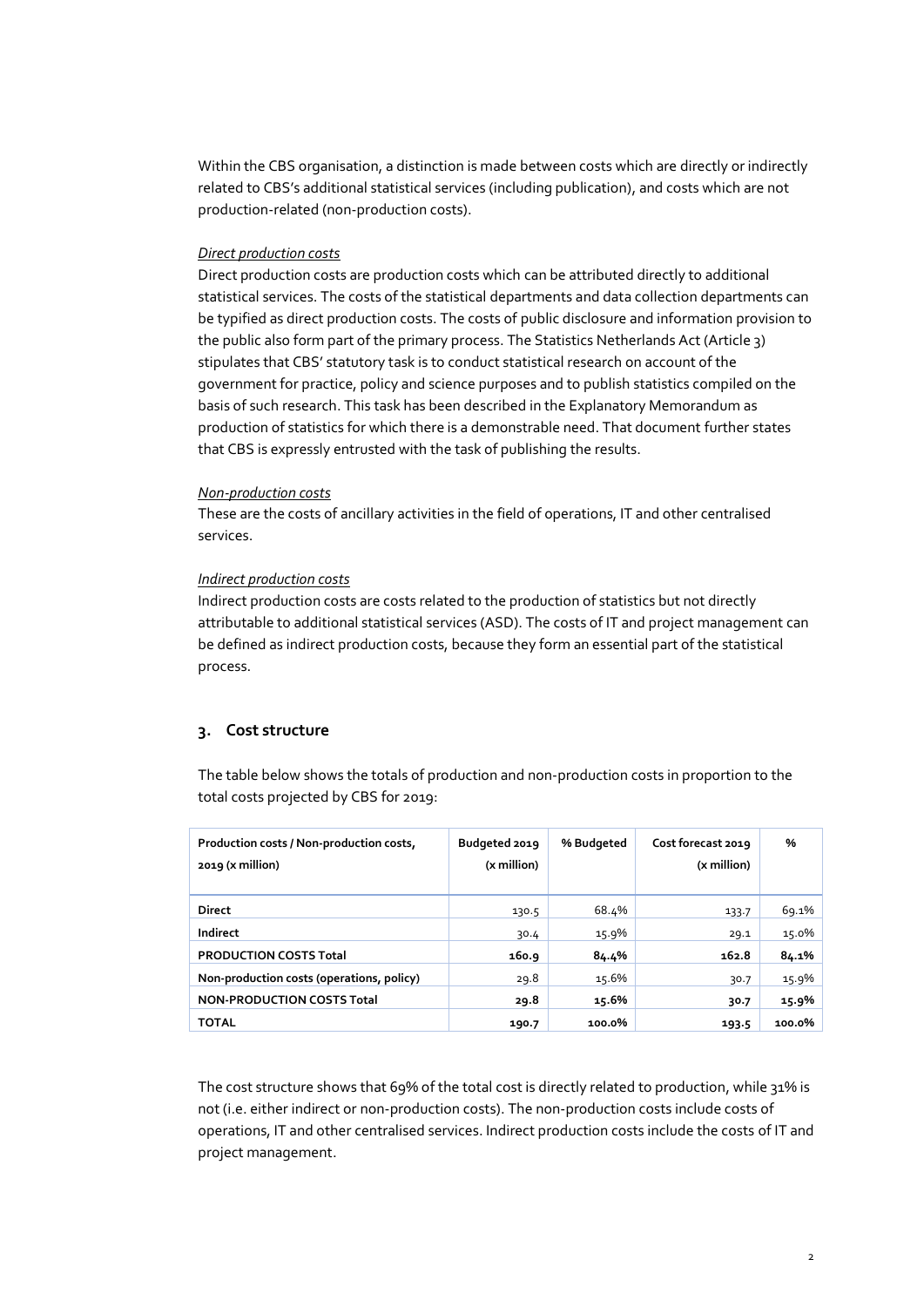Within the CBS organisation, a distinction is made between costs which are directly or indirectly related to CBS's additional statistical services (including publication), and costs which are not production-related (non-production costs).

*Direct production costs*

Direct production costs are production costs which can be attributed directly to additional statistical services. The costs of the statistical departments and data collection departments can be typified as direct production costs. The costs of public disclosure and information provision to the public also form part of the primary process. The Statistics Netherlands Act (Article 3) stipulates that CBS' statutory task is to conduct statistical research on account of the government for practice, policy and science purposes and to publish statistics compiled on the basis of such research. This task has been described in the Explanatory Memorandum as production of statistics for which there is a demonstrable need. That document further states that CBS is expressly entrusted with the task of publishing the results.

*Non-production costs*

These are the costs of ancillary activities in the field of operations, IT and other centralised services.

*Indirect production costs*

Indirect production costs are costs related to the production of statistics but not directly attributable to additional statistical services (ASD). The costs of IT and project management can be defined as indirect production costs, because they form an essential part of the statistical process.

## 3. Cost structure

The table below shows the totals of production and non-production costs in proportion to the total costs projected by CBS for 2019:

| Production costs / Non-production costs, 2019 (x million) | Budgeted 2019 (x million) | % Budgeted | Cost forecast 2019 (x million) | % |
|---|---|---|---|---|
| **Direct** | 130.5 | 68.4% | 133.7 | 69.1% |
| **Indirect** | 30.4 | 15.9% | 29.1 | 15.0% |
| **PRODUCTION COSTS Total** | **160.9** | **84.4%** | **162.8** | **84.1%** |
| **Non-production costs (operations, policy)** | 29.8 | 15.6% | 30.7 | 15.9% |
| **NON-PRODUCTION COSTS Total** | **29.8** | **15.6%** | **30.7** | **15.9%** |
| **TOTAL** | **190.7** | **100.0%** | **193.5** | **100.0%** |

The cost structure shows that 69% of the total cost is directly related to production, while 31% is not (i.e. either indirect or non-production costs). The non-production costs include costs of operations, IT and other centralised services. Indirect production costs include the costs of IT and project management.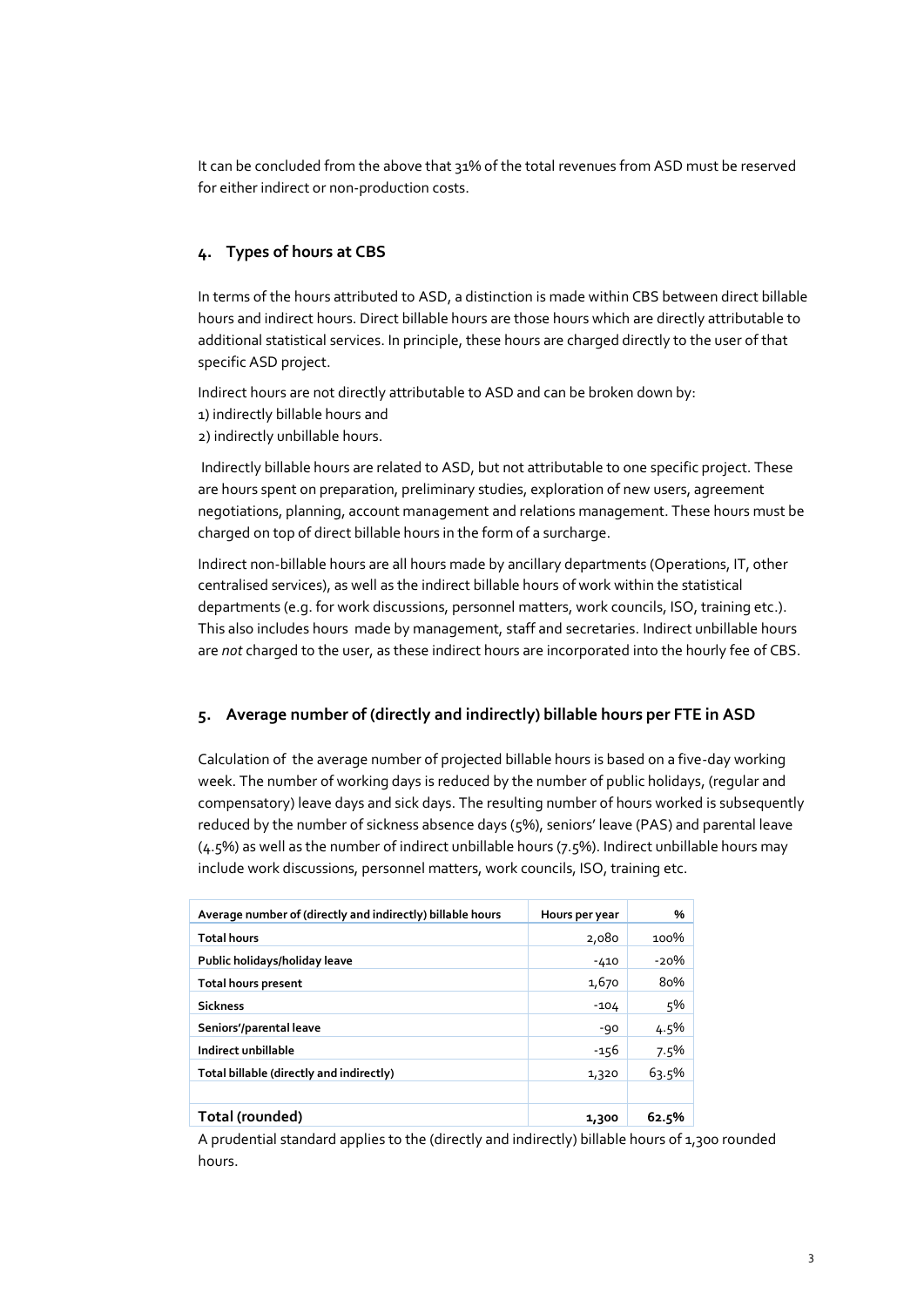It can be concluded from the above that 31% of the total revenues from ASD must be reserved for either indirect or non-production costs.

## 4. Types of hours at CBS

In terms of the hours attributed to ASD, a distinction is made within CBS between direct billable hours and indirect hours. Direct billable hours are those hours which are directly attributable to additional statistical services. In principle, these hours are charged directly to the user of that specific ASD project.

Indirect hours are not directly attributable to ASD and can be broken down by:
1) indirectly billable hours and
2) indirectly unbillable hours.

Indirectly billable hours are related to ASD, but not attributable to one specific project. These are hours spent on preparation, preliminary studies, exploration of new users, agreement negotiations, planning, account management and relations management. These hours must be charged on top of direct billable hours in the form of a surcharge.

Indirect non-billable hours are all hours made by ancillary departments (Operations, IT, other centralised services), as well as the indirect billable hours of work within the statistical departments (e.g. for work discussions, personnel matters, work councils, ISO, training etc.). This also includes hours made by management, staff and secretaries. Indirect unbillable hours are *not* charged to the user, as these indirect hours are incorporated into the hourly fee of CBS.

## 5. Average number of (directly and indirectly) billable hours per FTE in ASD

Calculation of the average number of projected billable hours is based on a five-day working week. The number of working days is reduced by the number of public holidays, (regular and compensatory) leave days and sick days. The resulting number of hours worked is subsequently reduced by the number of sickness absence days (5%), seniors' leave (PAS) and parental leave (4.5%) as well as the number of indirect unbillable hours (7.5%). Indirect unbillable hours may include work discussions, personnel matters, work councils, ISO, training etc.

| Average number of (directly and indirectly) billable hours | Hours per year | % |
|---|---|---|
| **Total hours** | 2,080 | 100% |
| **Public holidays/holiday leave** | -410 | -20% |
| **Total hours present** | 1,670 | 80% |
| **Sickness** | -104 | 5% |
| **Seniors'/parental leave** | -90 | 4.5% |
| **Indirect unbillable** | -156 | 7.5% |
| **Total billable (directly and indirectly)** | 1,320 | 63.5% |
| | | |
| **Total (rounded)** | **1,300** | **62.5%** |

A prudential standard applies to the (directly and indirectly) billable hours of 1,300 rounded hours.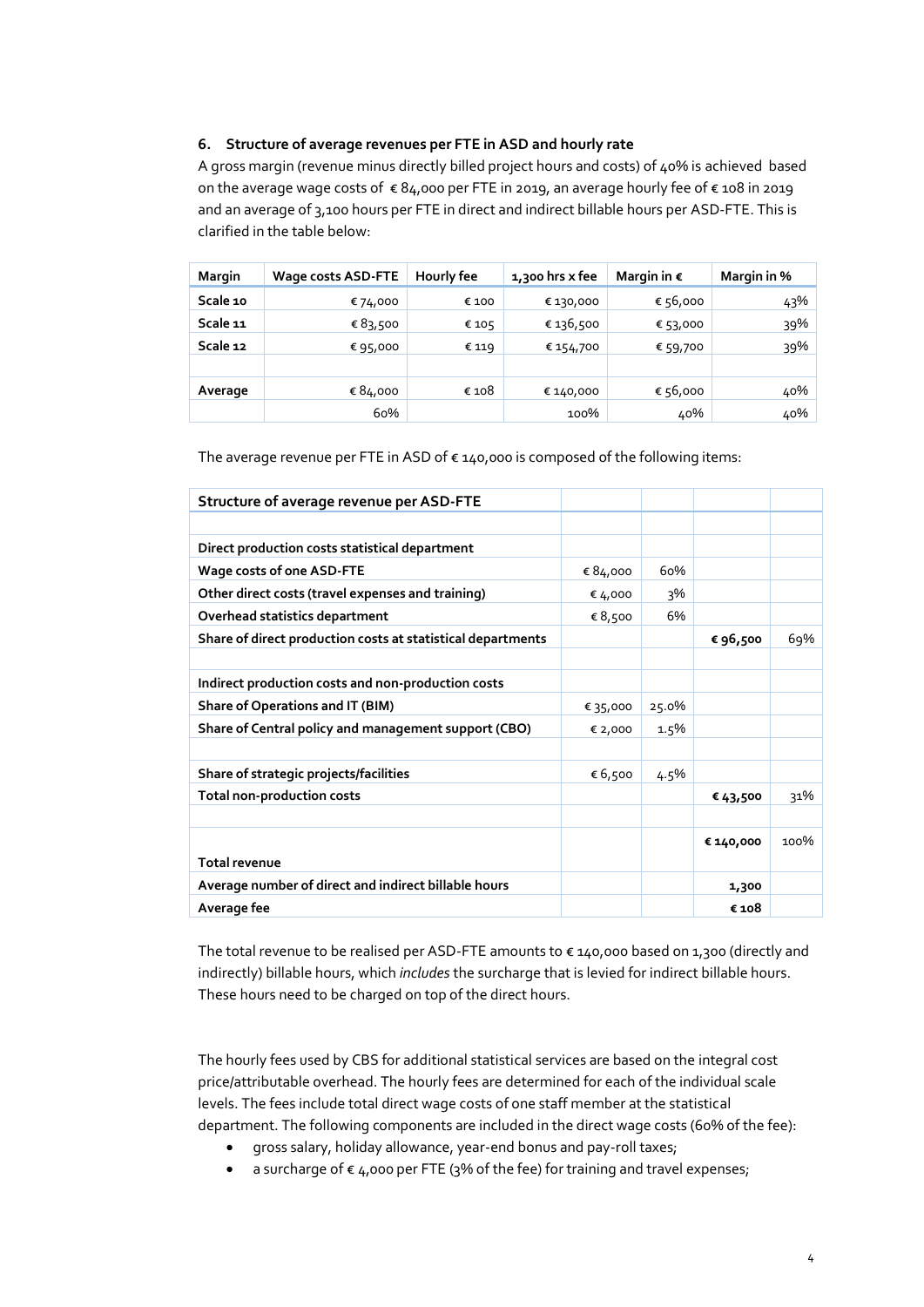## 6. Structure of average revenues per FTE in ASD and hourly rate

A gross margin (revenue minus directly billed project hours and costs) of 40% is achieved based on the average wage costs of € 84,000 per FTE in 2019, an average hourly fee of € 108 in 2019 and an average of 3,100 hours per FTE in direct and indirect billable hours per ASD-FTE. This is clarified in the table below:

| Margin | Wage costs ASD-FTE | Hourly fee | 1,300 hrs x fee | Margin in € | Margin in % |
|---|---|---|---|---|---|
| Scale 10 | € 74,000 | € 100 | € 130,000 | € 56,000 | 43% |
| Scale 11 | € 83,500 | € 105 | € 136,500 | € 53,000 | 39% |
| Scale 12 | € 95,000 | € 119 | € 154,700 | € 59,700 | 39% |
| | | | | | |
| Average | € 84,000 | € 108 | € 140,000 | € 56,000 | 40% |
| | 60% | | 100% | 40% | 40% |

The average revenue per FTE in ASD of € 140,000 is composed of the following items:

| Structure of average revenue per ASD-FTE | | | | |
|---|---|---|---|---|
| | | | | |
| Direct production costs statistical department | | | | |
| Wage costs of one ASD-FTE | € 84,000 | 60% | | |
| Other direct costs (travel expenses and training) | € 4,000 | 3% | | |
| Overhead statistics department | € 8,500 | 6% | | |
| Share of direct production costs at statistical departments | | | € 96,500 | 69% |
| | | | | |
| Indirect production costs and non-production costs | | | | |
| Share of Operations and IT (BIM) | € 35,000 | 25.0% | | |
| Share of Central policy and management support (CBO) | € 2,000 | 1.5% | | |
| | | | | |
| Share of strategic projects/facilities | € 6,500 | 4.5% | | |
| Total non-production costs | | | € 43,500 | 31% |
| | | | | |
| Total revenue | | | € 140,000 | 100% |
| Average number of direct and indirect billable hours | | | 1,300 | |
| Average fee | | | € 108 | |

The total revenue to be realised per ASD-FTE amounts to € 140,000 based on 1,300 (directly and indirectly) billable hours, which *includes* the surcharge that is levied for indirect billable hours. These hours need to be charged on top of the direct hours.

The hourly fees used by CBS for additional statistical services are based on the integral cost price/attributable overhead. The hourly fees are determined for each of the individual scale levels. The fees include total direct wage costs of one staff member at the statistical department. The following components are included in the direct wage costs (60% of the fee):

- gross salary, holiday allowance, year-end bonus and pay-roll taxes;
- a surcharge of € 4,000 per FTE (3% of the fee) for training and travel expenses;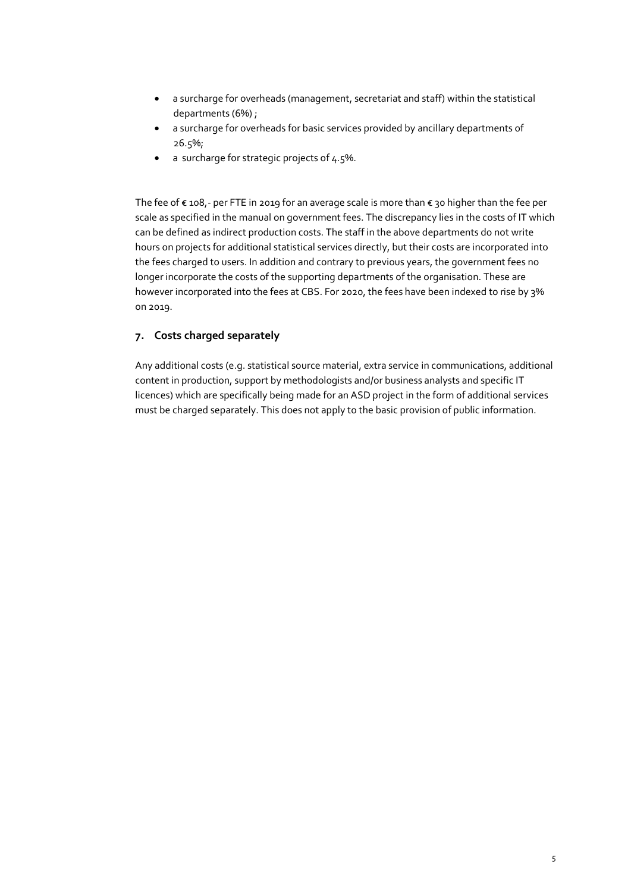- a surcharge for overheads (management, secretariat and staff) within the statistical departments (6%) ;
- a surcharge for overheads for basic services provided by ancillary departments of 26.5%;
- a surcharge for strategic projects of 4.5%.

The fee of € 108,- per FTE in 2019 for an average scale is more than € 30 higher than the fee per scale as specified in the manual on government fees. The discrepancy lies in the costs of IT which can be defined as indirect production costs. The staff in the above departments do not write hours on projects for additional statistical services directly, but their costs are incorporated into the fees charged to users. In addition and contrary to previous years, the government fees no longer incorporate the costs of the supporting departments of the organisation. These are however incorporated into the fees at CBS. For 2020, the fees have been indexed to rise by 3% on 2019.

## 7. Costs charged separately

Any additional costs (e.g. statistical source material, extra service in communications, additional content in production, support by methodologists and/or business analysts and specific IT licences) which are specifically being made for an ASD project in the form of additional services must be charged separately. This does not apply to the basic provision of public information.